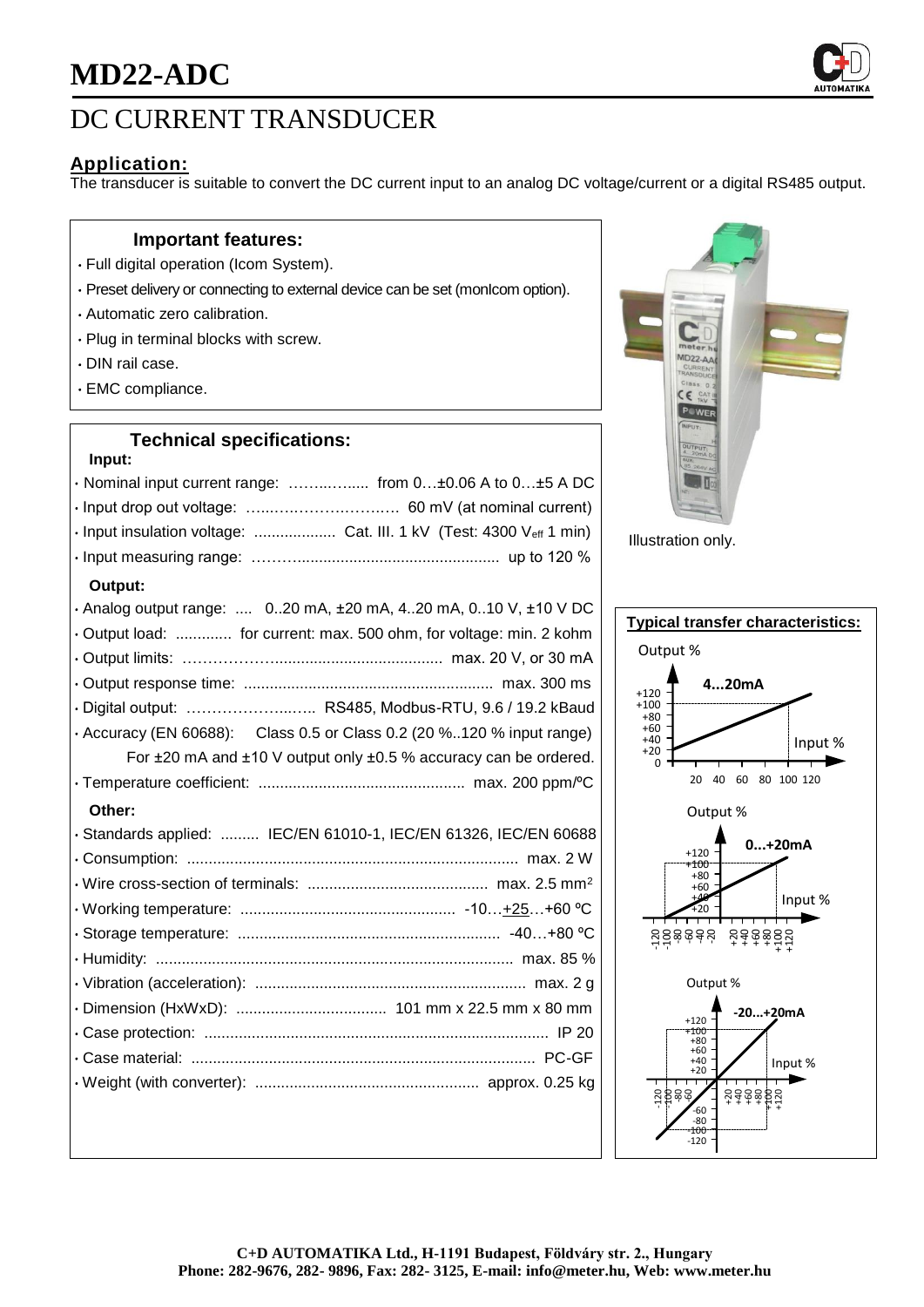# MD22-ADC

## DC CURRENT TRANSDUCER

### Application:

The transducer is suitable to convert the DC current input to an analog DC voltage/current or a digital RS485 output.

### Important features:

- Full digital operation (Icom System).
- Preset delivery or connecting to external device can be set (monIcom option).
- Automatic zero calibration.
- Plug in terminal blocks with screw.
- DIN rail case.
- EMC compliance.

### Technical specifications:

**Input:**

- Nominal input current range: ……..…..... from 0…±0.06 A to 0…±5 A DC
- Input drop out voltage: …..…….………..…… 60 mV (at nominal current)
- Input insulation voltage: ................... Cat. III. 1 kV (Test: 4300 $V_{eff}$ 1 min)
- Input measuring range: ………............................................. up to 120 %

**Output:**

- Analog output range: .... 0..20 mA, ±20 mA, 4..20 mA, 0..10 V, ±10 V DC
- Output load: ............. for current: max. 500 ohm, for voltage: min. 2 kohm
- Output limits: ………………...................................... max. 20 V, or 30 mA
- Output response time: ......................................................... max. 300 ms
- Digital output: …………………..…... RS485, Modbus-RTU, 9.6 / 19.2 kBaud
- Accuracy (EN 60688): Class 0.5 or Class 0.2 (20 %..120 % input range)
  For ±20 mA and ±10 V output only ±0.5 % accuracy can be ordered.
- Temperature coefficient: ............................................... max. 200 ppm/ºC

**Other:**

- Standards applied: ......... IEC/EN 61010-1, IEC/EN 61326, IEC/EN 60688
- Consumption: ............................................................................ max. 2 W
- Wire cross-section of terminals: .......................................... max. 2.5 mm²
- Working temperature: ................................................. -10…+25…+60 ºC
- Storage temperature: ............................................................ -40…+80 ºC
- Humidity: .................................................................................. max. 85 %
- Vibration (acceleration): .............................................................. max. 2 g
- Dimension (HxWxD): .................................. 101 mm x 22.5 mm x 80 mm
- Case protection: ............................................................................... IP 20
- Case material: ............................................................................... PC-GF
- Weight (with converter): .................................................... approx. 0.25 kg

Illustration only.

### Typical transfer characteristics:

4...20mA

0...+20mA

-20...+20mA

C+D AUTOMATIKA Ltd., H-1191 Budapest, Földváry str. 2., Hungary
Phone: 282-9676, 282- 9896, Fax: 282- 3125, E-mail: info@meter.hu, Web: www.meter.hu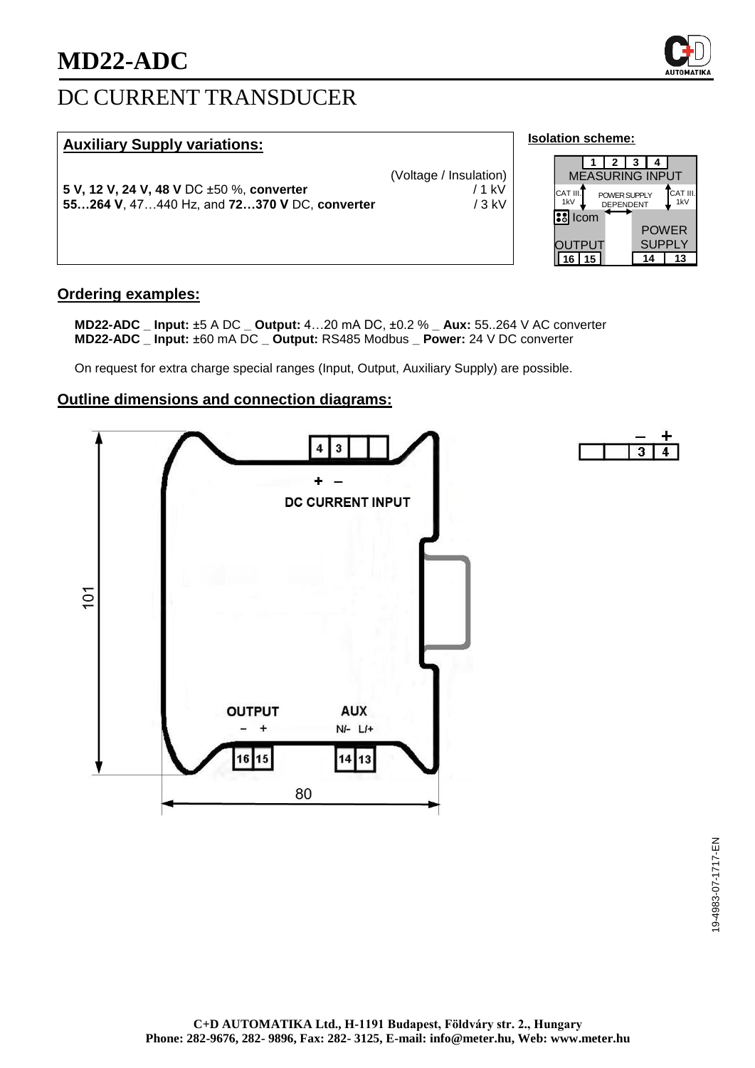# MD22-ADC

## DC CURRENT TRANSDUCER

### Auxiliary Supply variations:

| | (Voltage / Insulation) |
|---|---|
| **5 V, 12 V, 24 V, 48 V** DC ±50 %, **converter** | / 1 kV |
| **55…264 V**, 47…440 Hz, and **72…370 V** DC, **converter** | / 3 kV |

### Isolation scheme:

1 2 3 4
MEASURING INPUT
CAT III. 1kV
POWER SUPPLY DEPENDENT
CAT III. 1kV
Icom
OUTPUT
16 15
POWER SUPPLY
14 13

### Ordering examples:

**MD22-ADC _ Input:** ±5 A DC _ **Output:** 4…20 mA DC, ±0.2 % _ **Aux:** 55..264 V AC converter
**MD22-ADC _ Input:** ±60 mA DC _ **Output:** RS485 Modbus _ **Power:** 24 V DC converter

On request for extra charge special ranges (Input, Output, Auxiliary Supply) are possible.

### Outline dimensions and connection diagrams:

4 3
\+ –
DC CURRENT INPUT
101
OUTPUT
– +
16 15
AUX
N/- L/+
14 13
80

– +
3 4

19-4983-07-1717-EN

**C+D AUTOMATIKA Ltd., H-1191 Budapest, Földváry str. 2., Hungary**
**Phone: 282-9676, 282- 9896, Fax: 282- 3125, E-mail: info@meter.hu, Web: www.meter.hu**